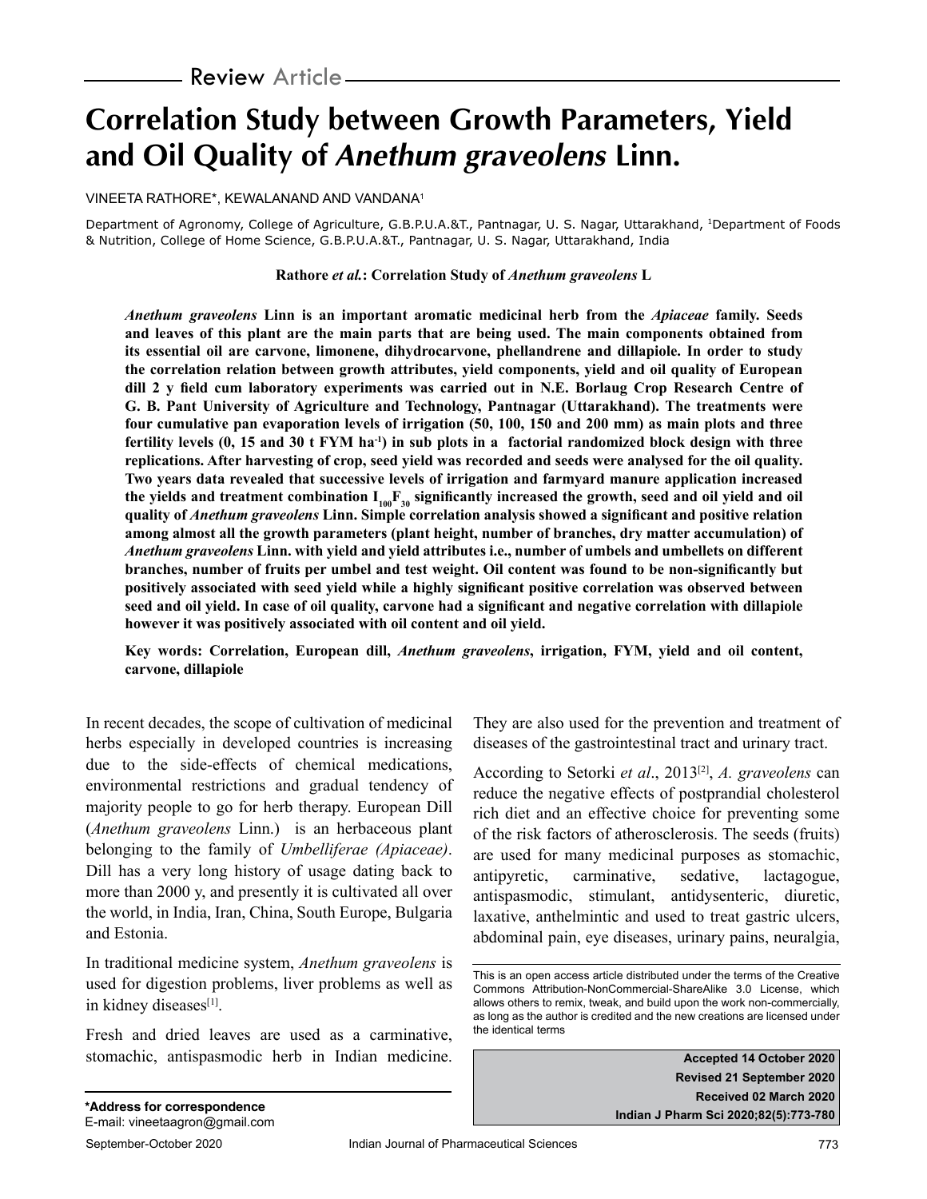Review Article

# Correlation Study between Growth Parameters, Yield and Oil Quality of *Anethum graveolens* Linn.

VINEETA RATHORE*, KEWALANAND AND VANDANA[1]

Department of Agronomy, College of Agriculture, G.B.P.U.A.&T., Pantnagar, U. S. Nagar, Uttarakhand, [1]Department of Foods & Nutrition, College of Home Science, G.B.P.U.A.&T., Pantnagar, U. S. Nagar, Uttarakhand, India

**Rathore *et al.*: Correlation Study of *Anethum graveolens* L**

***Anethum graveolens* Linn is an important aromatic medicinal herb from the *Apiaceae* family. Seeds and leaves of this plant are the main parts that are being used. The main components obtained from its essential oil are carvone, limonene, dihydrocarvone, phellandrene and dillapiole. In order to study the correlation relation between growth attributes, yield components, yield and oil quality of European dill 2 y field cum laboratory experiments was carried out in N.E. Borlaug Crop Research Centre of G. B. Pant University of Agriculture and Technology, Pantnagar (Uttarakhand). The treatments were four cumulative pan evaporation levels of irrigation (50, 100, 150 and 200 mm) as main plots and three fertility levels (0, 15 and 30 t FYM ha$^{-1}$) in sub plots in a factorial randomized block design with three replications. After harvesting of crop, seed yield was recorded and seeds were analysed for the oil quality. Two years data revealed that successive levels of irrigation and farmyard manure application increased the yields and treatment combination $I_{100}F_{30}$ significantly increased the growth, seed and oil yield and oil quality of *Anethum graveolens* Linn. Simple correlation analysis showed a significant and positive relation among almost all the growth parameters (plant height, number of branches, dry matter accumulation) of *Anethum graveolens* Linn. with yield and yield attributes i.e., number of umbels and umbellets on different branches, number of fruits per umbel and test weight. Oil content was found to be non-significantly but positively associated with seed yield while a highly significant positive correlation was observed between seed and oil yield. In case of oil quality, carvone had a significant and negative correlation with dillapiole however it was positively associated with oil content and oil yield.**

**Key words: Correlation, European dill, *Anethum graveolens*, irrigation, FYM, yield and oil content, carvone, dillapiole**

In recent decades, the scope of cultivation of medicinal herbs especially in developed countries is increasing due to the side-effects of chemical medications, environmental restrictions and gradual tendency of majority people to go for herb therapy. European Dill (*Anethum graveolens* Linn.) is an herbaceous plant belonging to the family of *Umbelliferae (Apiaceae)*. Dill has a very long history of usage dating back to more than 2000 y, and presently it is cultivated all over the world, in India, Iran, China, South Europe, Bulgaria and Estonia.

In traditional medicine system, *Anethum graveolens* is used for digestion problems, liver problems as well as in kidney diseases[1].

Fresh and dried leaves are used as a carminative, stomachic, antispasmodic herb in Indian medicine. They are also used for the prevention and treatment of diseases of the gastrointestinal tract and urinary tract.

According to Setorki *et al*., 2013[2], *A. graveolens* can reduce the negative effects of postprandial cholesterol rich diet and an effective choice for preventing some of the risk factors of atherosclerosis. The seeds (fruits) are used for many medicinal purposes as stomachic, antipyretic, carminative, sedative, lactagogue, antispasmodic, stimulant, antidysenteric, diuretic, laxative, anthelmintic and used to treat gastric ulcers, abdominal pain, eye diseases, urinary pains, neuralgia,

This is an open access article distributed under the terms of the Creative Commons Attribution-NonCommercial-ShareAlike 3.0 License, which allows others to remix, tweak, and build upon the work non-commercially, as long as the author is credited and the new creations are licensed under the identical terms

**Accepted 14 October 2020**
**Revised 21 September 2020**
**Received 02 March 2020**
**Indian J Pharm Sci 2020;82(5):773-780**

***Address for correspondence**
E-mail: vineetaagron@gmail.com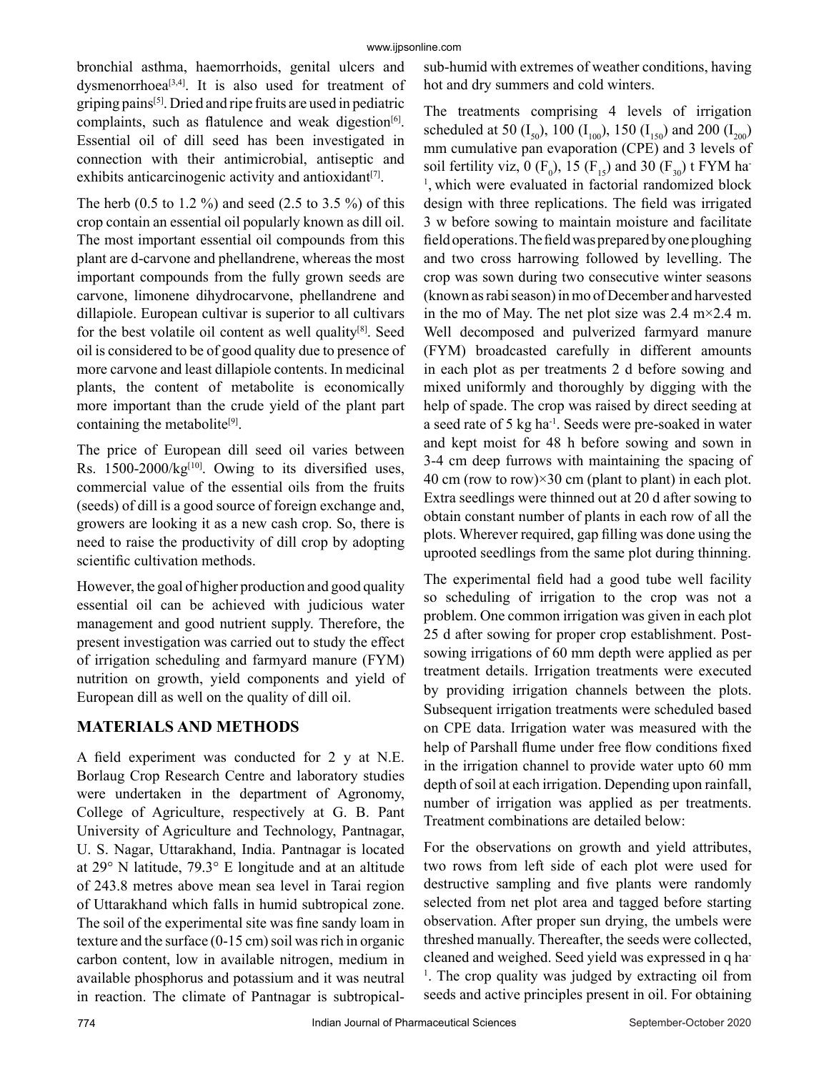bronchial asthma, haemorrhoids, genital ulcers and dysmenorrhoea[3,4]. It is also used for treatment of griping pains[5]. Dried and ripe fruits are used in pediatric complaints, such as flatulence and weak digestion[6]. Essential oil of dill seed has been investigated in connection with their antimicrobial, antiseptic and exhibits anticarcinogenic activity and antioxidant[7].

The herb (0.5 to 1.2 %) and seed (2.5 to 3.5 %) of this crop contain an essential oil popularly known as dill oil. The most important essential oil compounds from this plant are d-carvone and phellandrene, whereas the most important compounds from the fully grown seeds are carvone, limonene dihydrocarvone, phellandrene and dillapiole. European cultivar is superior to all cultivars for the best volatile oil content as well quality[8]. Seed oil is considered to be of good quality due to presence of more carvone and least dillapiole contents. In medicinal plants, the content of metabolite is economically more important than the crude yield of the plant part containing the metabolite[9].

The price of European dill seed oil varies between Rs. 1500-2000/kg[10]. Owing to its diversified uses, commercial value of the essential oils from the fruits (seeds) of dill is a good source of foreign exchange and, growers are looking it as a new cash crop. So, there is need to raise the productivity of dill crop by adopting scientific cultivation methods.

However, the goal of higher production and good quality essential oil can be achieved with judicious water management and good nutrient supply. Therefore, the present investigation was carried out to study the effect of irrigation scheduling and farmyard manure (FYM) nutrition on growth, yield components and yield of European dill as well on the quality of dill oil.

## MATERIALS AND METHODS

A field experiment was conducted for 2 y at N.E. Borlaug Crop Research Centre and laboratory studies were undertaken in the department of Agronomy, College of Agriculture, respectively at G. B. Pant University of Agriculture and Technology, Pantnagar, U. S. Nagar, Uttarakhand, India. Pantnagar is located at 29° N latitude, 79.3° E longitude and at an altitude of 243.8 metres above mean sea level in Tarai region of Uttarakhand which falls in humid subtropical zone. The soil of the experimental site was fine sandy loam in texture and the surface (0-15 cm) soil was rich in organic carbon content, low in available nitrogen, medium in available phosphorus and potassium and it was neutral in reaction. The climate of Pantnagar is subtropical-sub-humid with extremes of weather conditions, having hot and dry summers and cold winters.

The treatments comprising 4 levels of irrigation scheduled at 50 ($I_{50}$), 100 ($I_{100}$), 150 ($I_{150}$) and 200 ($I_{200}$) mm cumulative pan evaporation (CPE) and 3 levels of soil fertility viz, 0 ($F_0$), 15 ($F_{15}$) and 30 ($F_{30}$) t FYM ha$^{-1}$, which were evaluated in factorial randomized block design with three replications. The field was irrigated 3 w before sowing to maintain moisture and facilitate field operations. The field was prepared by one ploughing and two cross harrowing followed by levelling. The crop was sown during two consecutive winter seasons (known as rabi season) in mo of December and harvested in the mo of May. The net plot size was 2.4 m×2.4 m. Well decomposed and pulverized farmyard manure (FYM) broadcasted carefully in different amounts in each plot as per treatments 2 d before sowing and mixed uniformly and thoroughly by digging with the help of spade. The crop was raised by direct seeding at a seed rate of 5 kg ha$^{-1}$. Seeds were pre-soaked in water and kept moist for 48 h before sowing and sown in 3-4 cm deep furrows with maintaining the spacing of 40 cm (row to row)×30 cm (plant to plant) in each plot. Extra seedlings were thinned out at 20 d after sowing to obtain constant number of plants in each row of all the plots. Wherever required, gap filling was done using the uprooted seedlings from the same plot during thinning.

The experimental field had a good tube well facility so scheduling of irrigation to the crop was not a problem. One common irrigation was given in each plot 25 d after sowing for proper crop establishment. Post-sowing irrigations of 60 mm depth were applied as per treatment details. Irrigation treatments were executed by providing irrigation channels between the plots. Subsequent irrigation treatments were scheduled based on CPE data. Irrigation water was measured with the help of Parshall flume under free flow conditions fixed in the irrigation channel to provide water upto 60 mm depth of soil at each irrigation. Depending upon rainfall, number of irrigation was applied as per treatments. Treatment combinations are detailed below:

For the observations on growth and yield attributes, two rows from left side of each plot were used for destructive sampling and five plants were randomly selected from net plot area and tagged before starting observation. After proper sun drying, the umbels were threshed manually. Thereafter, the seeds were collected, cleaned and weighed. Seed yield was expressed in q ha$^{-1}$. The crop quality was judged by extracting oil from seeds and active principles present in oil. For obtaining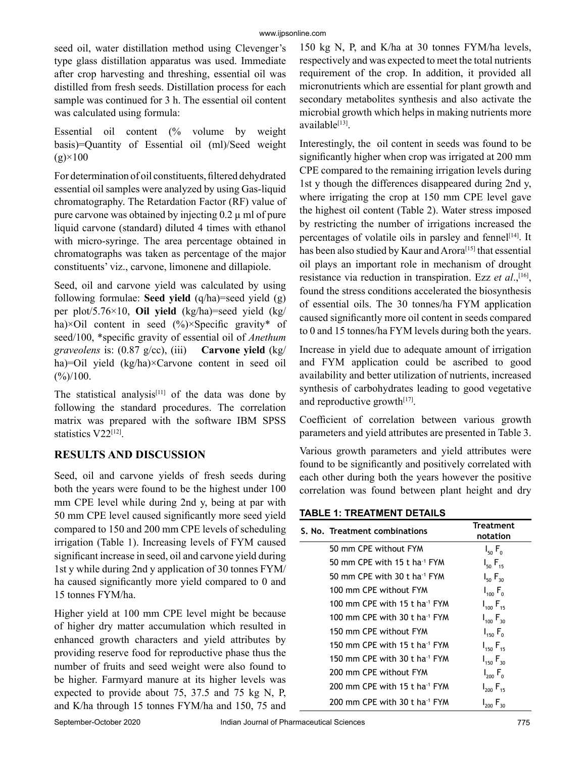seed oil, water distillation method using Clevenger's type glass distillation apparatus was used. Immediate after crop harvesting and threshing, essential oil was distilled from fresh seeds. Distillation process for each sample was continued for 3 h. The essential oil content was calculated using formula:

Essential oil content (% volume by weight basis)=Quantity of Essential oil (ml)/Seed weight (g)×100

For determination of oil constituents, filtered dehydrated essential oil samples were analyzed by using Gas-liquid chromatography. The Retardation Factor (RF) value of pure carvone was obtained by injecting 0.2 μ ml of pure liquid carvone (standard) diluted 4 times with ethanol with micro-syringe. The area percentage obtained in chromatographs was taken as percentage of the major constituents' viz., carvone, limonene and dillapiole.

Seed, oil and carvone yield was calculated by using following formulae: **Seed yield** (q/ha)=seed yield (g) per plot/5.76×10, **Oil yield** (kg/ha)=seed yield (kg/ha)×Oil content in seed (%)×Specific gravity* of seed/100, *specific gravity of essential oil of *Anethum graveolens* is: (0.87 g/cc), (iii) **Carvone yield** (kg/ha)=Oil yield (kg/ha)×Carvone content in seed oil (%)/100.

The statistical analysis[11] of the data was done by following the standard procedures. The correlation matrix was prepared with the software IBM SPSS statistics V22[12].

## RESULTS AND DISCUSSION

Seed, oil and carvone yields of fresh seeds during both the years were found to be the highest under 100 mm CPE level while during 2nd y, being at par with 50 mm CPE level caused significantly more seed yield compared to 150 and 200 mm CPE levels of scheduling irrigation (Table 1). Increasing levels of FYM caused significant increase in seed, oil and carvone yield during 1st y while during 2nd y application of 30 tonnes FYM/ha caused significantly more yield compared to 0 and 15 tonnes FYM/ha.

Higher yield at 100 mm CPE level might be because of higher dry matter accumulation which resulted in enhanced growth characters and yield attributes by providing reserve food for reproductive phase thus the number of fruits and seed weight were also found to be higher. Farmyard manure at its higher levels was expected to provide about 75, 37.5 and 75 kg N, P, and K/ha through 15 tonnes FYM/ha and 150, 75 and 150 kg N, P, and K/ha at 30 tonnes FYM/ha levels, respectively and was expected to meet the total nutrients requirement of the crop. In addition, it provided all micronutrients which are essential for plant growth and secondary metabolites synthesis and also activate the microbial growth which helps in making nutrients more available[13].

Interestingly, the oil content in seeds was found to be significantly higher when crop was irrigated at 200 mm CPE compared to the remaining irrigation levels during 1st y though the differences disappeared during 2nd y, where irrigating the crop at 150 mm CPE level gave the highest oil content (Table 2). Water stress imposed by restricting the number of irrigations increased the percentages of volatile oils in parsley and fennel[14]. It has been also studied by Kaur and Arora[15] that essential oil plays an important role in mechanism of drought resistance via reduction in transpiration. Ezz *et al*.,[16], found the stress conditions accelerated the biosynthesis of essential oils. The 30 tonnes/ha FYM application caused significantly more oil content in seeds compared to 0 and 15 tonnes/ha FYM levels during both the years.

Increase in yield due to adequate amount of irrigation and FYM application could be ascribed to good availability and better utilization of nutrients, increased synthesis of carbohydrates leading to good vegetative and reproductive growth[17].

Coefficient of correlation between various growth parameters and yield attributes are presented in Table 3.

Various growth parameters and yield attributes were found to be significantly and positively correlated with each other during both the years however the positive correlation was found between plant height and dry

**TABLE 1: TREATMENT DETAILS**

| S. No. | Treatment combinations | Treatment notation |
|---|---|---|
| | 50 mm CPE without FYM | $I_{50}\ F_{0}$ |
| | 50 mm CPE with 15 t ha-1 FYM | $I_{50}\ F_{15}$ |
| | 50 mm CPE with 30 t ha-1 FYM | $I_{50}\ F_{30}$ |
| | 100 mm CPE without FYM | $I_{100}\ F_{0}$ |
| | 100 mm CPE with 15 t ha-1 FYM | $I_{100}\ F_{15}$ |
| | 100 mm CPE with 30 t ha-1 FYM | $I_{100}\ F_{30}$ |
| | 150 mm CPE without FYM | $I_{150}\ F_{0}$ |
| | 150 mm CPE with 15 t ha-1 FYM | $I_{150}\ F_{15}$ |
| | 150 mm CPE with 30 t ha-1 FYM | $I_{150}\ F_{30}$ |
| | 200 mm CPE without FYM | $I_{200}\ F_{0}$ |
| | 200 mm CPE with 15 t ha-1 FYM | $I_{200}\ F_{15}$ |
| | 200 mm CPE with 30 t ha-1 FYM | $I_{200}\ F_{30}$ |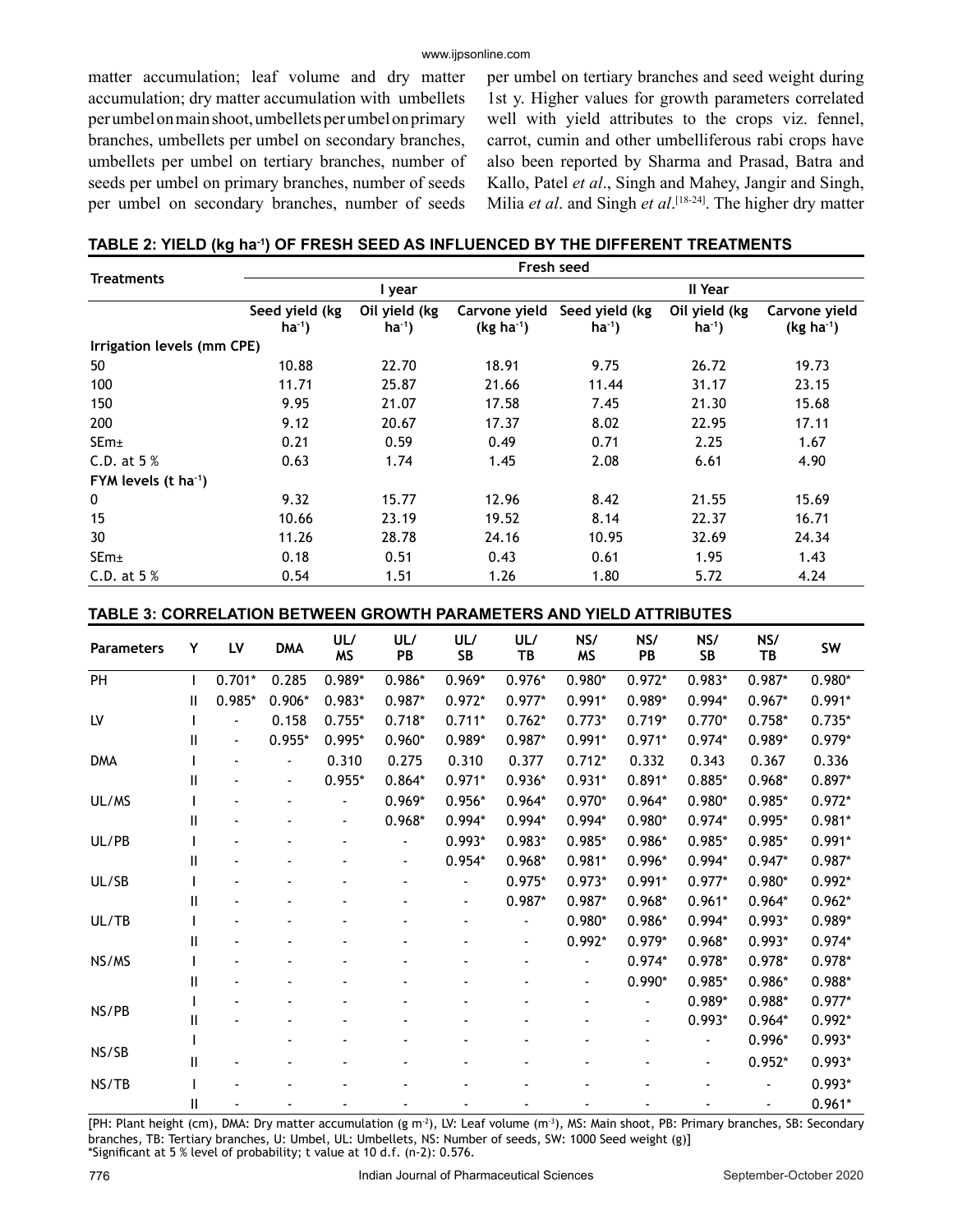matter accumulation; leaf volume and dry matter accumulation; dry matter accumulation with umbellets per umbel on main shoot, umbellets per umbel on primary branches, umbellets per umbel on secondary branches, umbellets per umbel on tertiary branches, number of seeds per umbel on primary branches, number of seeds per umbel on secondary branches, number of seeds per umbel on tertiary branches and seed weight during 1st y. Higher values for growth parameters correlated well with yield attributes to the crops viz. fennel, carrot, cumin and other umbelliferous rabi crops have also been reported by Sharma and Prasad, Batra and Kallo, Patel *et al*., Singh and Mahey, Jangir and Singh, Milia *et al*. and Singh *et al*.[18-24]. The higher dry matter

**TABLE 2: YIELD (kg ha$^{-1}$) OF FRESH SEED AS INFLUENCED BY THE DIFFERENT TREATMENTS**

| Treatments | Fresh seed | | | | | |
|---|---|---|---|---|---|---|
| | I year | | | II Year | | |
| | Seed yield (kg ha$^{-1}$) | Oil yield (kg ha$^{-1}$) | Carvone yield (kg ha$^{-1}$) | Seed yield (kg ha$^{-1}$) | Oil yield (kg ha$^{-1}$) | Carvone yield (kg ha$^{-1}$) |
| **Irrigation levels (mm CPE)** | | | | | | |
| 50 | 10.88 | 22.70 | 18.91 | 9.75 | 26.72 | 19.73 |
| 100 | 11.71 | 25.87 | 21.66 | 11.44 | 31.17 | 23.15 |
| 150 | 9.95 | 21.07 | 17.58 | 7.45 | 21.30 | 15.68 |
| 200 | 9.12 | 20.67 | 17.37 | 8.02 | 22.95 | 17.11 |
| SEm± | 0.21 | 0.59 | 0.49 | 0.71 | 2.25 | 1.67 |
| C.D. at 5 % | 0.63 | 1.74 | 1.45 | 2.08 | 6.61 | 4.90 |
| **FYM levels (t ha$^{-1}$)** | | | | | | |
| 0 | 9.32 | 15.77 | 12.96 | 8.42 | 21.55 | 15.69 |
| 15 | 10.66 | 23.19 | 19.52 | 8.14 | 22.37 | 16.71 |
| 30 | 11.26 | 28.78 | 24.16 | 10.95 | 32.69 | 24.34 |
| SEm± | 0.18 | 0.51 | 0.43 | 0.61 | 1.95 | 1.43 |
| C.D. at 5 % | 0.54 | 1.51 | 1.26 | 1.80 | 5.72 | 4.24 |

**TABLE 3: CORRELATION BETWEEN GROWTH PARAMETERS AND YIELD ATTRIBUTES**

| Parameters | Y | LV | DMA | UL/MS | UL/PB | UL/SB | UL/TB | NS/MS | NS/PB | NS/SB | NS/TB | SW |
|---|---|---|---|---|---|---|---|---|---|---|---|---|
| PH | I | 0.701* | 0.285 | 0.989* | 0.986* | 0.969* | 0.976* | 0.980* | 0.972* | 0.983* | 0.987* | 0.980* |
| | II | 0.985* | 0.906* | 0.983* | 0.987* | 0.972* | 0.977* | 0.991* | 0.989* | 0.994* | 0.967* | 0.991* |
| LV | I | - | 0.158 | 0.755* | 0.718* | 0.711* | 0.762* | 0.773* | 0.719* | 0.770* | 0.758* | 0.735* |
| | II | - | 0.955* | 0.995* | 0.960* | 0.989* | 0.987* | 0.991* | 0.971* | 0.974* | 0.989* | 0.979* |
| DMA | I | - | - | 0.310 | 0.275 | 0.310 | 0.377 | 0.712* | 0.332 | 0.343 | 0.367 | 0.336 |
| | II | - | - | 0.955* | 0.864* | 0.971* | 0.936* | 0.931* | 0.891* | 0.885* | 0.968* | 0.897* |
| UL/MS | I | - | - | - | 0.969* | 0.956* | 0.964* | 0.970* | 0.964* | 0.980* | 0.985* | 0.972* |
| | II | - | - | - | 0.968* | 0.994* | 0.994* | 0.994* | 0.980* | 0.974* | 0.995* | 0.981* |
| UL/PB | I | - | - | - | - | 0.993* | 0.983* | 0.985* | 0.986* | 0.985* | 0.985* | 0.991* |
| | II | - | - | - | - | 0.954* | 0.968* | 0.981* | 0.996* | 0.994* | 0.947* | 0.987* |
| UL/SB | I | - | - | - | - | - | 0.975* | 0.973* | 0.991* | 0.977* | 0.980* | 0.992* |
| | II | - | - | - | - | - | 0.987* | 0.987* | 0.968* | 0.961* | 0.964* | 0.962* |
| UL/TB | I | - | - | - | - | - | - | 0.980* | 0.986* | 0.994* | 0.993* | 0.989* |
| | II | - | - | - | - | - | - | 0.992* | 0.979* | 0.968* | 0.993* | 0.974* |
| NS/MS | I | - | - | - | - | - | - | - | 0.974* | 0.978* | 0.978* | 0.978* |
| | II | - | - | - | - | - | - | - | 0.990* | 0.985* | 0.986* | 0.988* |
| NS/PB | I | - | - | - | - | - | - | - | - | 0.989* | 0.988* | 0.977* |
| | II | - | - | - | - | - | - | - | - | 0.993* | 0.964* | 0.992* |
| NS/SB | I | | - | - | - | - | - | - | - | - | 0.996* | 0.993* |
| | II | - | - | - | - | - | - | - | - | - | 0.952* | 0.993* |
| NS/TB | I | - | - | - | - | - | - | - | - | - | - | 0.993* |
| | II | - | - | - | - | - | - | - | - | - | - | 0.961* |

[PH: Plant height (cm), DMA: Dry matter accumulation (g m$^{-2}$), LV: Leaf volume (m$^{-3}$), MS: Main shoot, PB: Primary branches, SB: Secondary branches, TB: Tertiary branches, U: Umbel, UL: Umbellets, NS: Number of seeds, SW: 1000 Seed weight (g)]
*Significant at 5 % level of probability; t value at 10 d.f. (n-2): 0.576.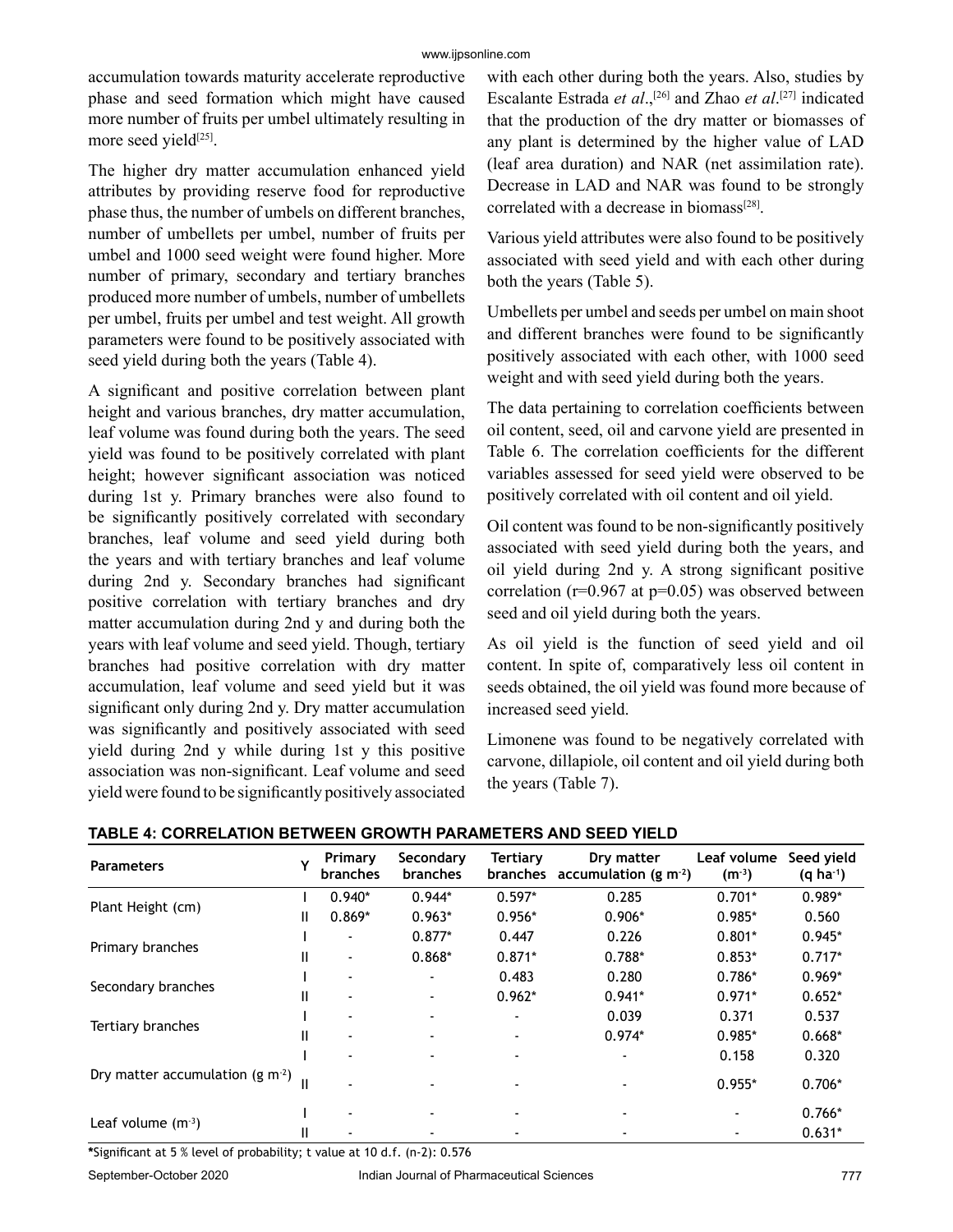accumulation towards maturity accelerate reproductive phase and seed formation which might have caused more number of fruits per umbel ultimately resulting in more seed yield[25].

The higher dry matter accumulation enhanced yield attributes by providing reserve food for reproductive phase thus, the number of umbels on different branches, number of umbellets per umbel, number of fruits per umbel and 1000 seed weight were found higher. More number of primary, secondary and tertiary branches produced more number of umbels, number of umbellets per umbel, fruits per umbel and test weight. All growth parameters were found to be positively associated with seed yield during both the years (Table 4).

A significant and positive correlation between plant height and various branches, dry matter accumulation, leaf volume was found during both the years. The seed yield was found to be positively correlated with plant height; however significant association was noticed during 1st y. Primary branches were also found to be significantly positively correlated with secondary branches, leaf volume and seed yield during both the years and with tertiary branches and leaf volume during 2nd y. Secondary branches had significant positive correlation with tertiary branches and dry matter accumulation during 2nd y and during both the years with leaf volume and seed yield. Though, tertiary branches had positive correlation with dry matter accumulation, leaf volume and seed yield but it was significant only during 2nd y. Dry matter accumulation was significantly and positively associated with seed yield during 2nd y while during 1st y this positive association was non-significant. Leaf volume and seed yield were found to be significantly positively associated with each other during both the years. Also, studies by Escalante Estrada *et al*.,[26] and Zhao *et al*.[27] indicated that the production of the dry matter or biomasses of any plant is determined by the higher value of LAD (leaf area duration) and NAR (net assimilation rate). Decrease in LAD and NAR was found to be strongly correlated with a decrease in biomass[28].

Various yield attributes were also found to be positively associated with seed yield and with each other during both the years (Table 5).

Umbellets per umbel and seeds per umbel on main shoot and different branches were found to be significantly positively associated with each other, with 1000 seed weight and with seed yield during both the years.

The data pertaining to correlation coefficients between oil content, seed, oil and carvone yield are presented in Table 6. The correlation coefficients for the different variables assessed for seed yield were observed to be positively correlated with oil content and oil yield.

Oil content was found to be non-significantly positively associated with seed yield during both the years, and oil yield during 2nd y. A strong significant positive correlation ($r=0.967$ at $p=0.05$) was observed between seed and oil yield during both the years.

As oil yield is the function of seed yield and oil content. In spite of, comparatively less oil content in seeds obtained, the oil yield was found more because of increased seed yield.

Limonene was found to be negatively correlated with carvone, dillapiole, oil content and oil yield during both the years (Table 7).

**TABLE 4: CORRELATION BETWEEN GROWTH PARAMETERS AND SEED YIELD**

| Parameters | Y | Primary branches | Secondary branches | Tertiary branches | Dry matter accumulation (g $m^{-2}$) | Leaf volume ($m^{-3}$) | Seed yield (q $ha^{-1}$) |
|---|---|---|---|---|---|---|---|
| Plant Height (cm) | I | 0.940* | 0.944* | 0.597* | 0.285 | 0.701* | 0.989* |
| | II | 0.869* | 0.963* | 0.956* | 0.906* | 0.985* | 0.560 |
| Primary branches | I | - | 0.877* | 0.447 | 0.226 | 0.801* | 0.945* |
| | II | - | 0.868* | 0.871* | 0.788* | 0.853* | 0.717* |
| Secondary branches | I | - | - | 0.483 | 0.280 | 0.786* | 0.969* |
| | II | - | - | 0.962* | 0.941* | 0.971* | 0.652* |
| Tertiary branches | I | - | - | - | 0.039 | 0.371 | 0.537 |
| | II | - | - | - | 0.974* | 0.985* | 0.668* |
| Dry matter accumulation (g $m^{-2}$) | I | - | - | - | - | 0.158 | 0.320 |
| | II | - | - | - | - | 0.955* | 0.706* |
| Leaf volume ($m^{-3}$) | I | - | - | - | - | - | 0.766* |
| | II | - | - | - | - | - | 0.631* |

**\***Significant at 5 % level of probability; t value at 10 d.f. (n-2): 0.576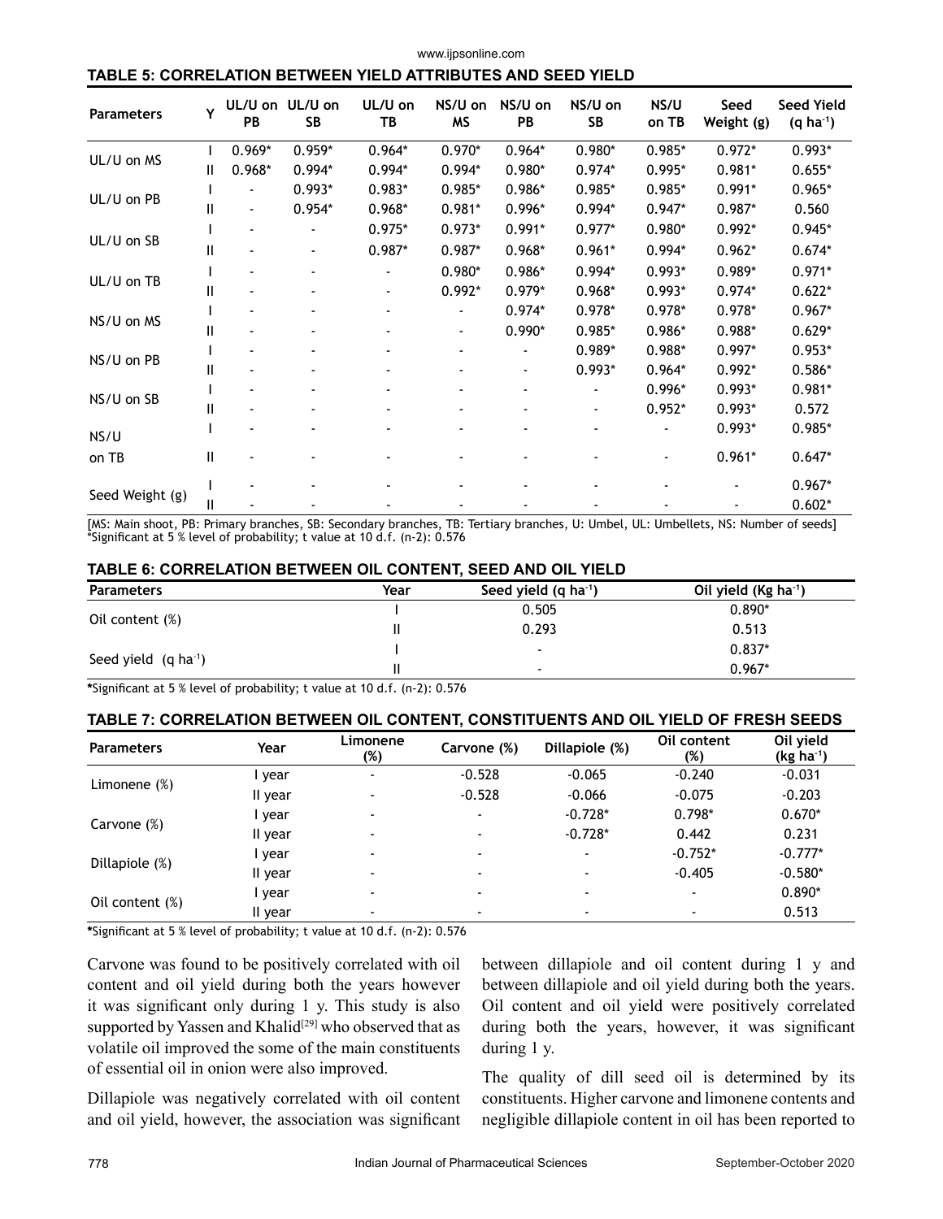### TABLE 5: CORRELATION BETWEEN YIELD ATTRIBUTES AND SEED YIELD

| Parameters | Y | UL/U on PB | UL/U on SB | UL/U on TB | NS/U on MS | NS/U on PB | NS/U on SB | NS/U on TB | Seed Weight (g) | Seed Yield (q ha$^{-1}$) |
|---|---|---|---|---|---|---|---|---|---|---|
| UL/U on MS | I | 0.969* | 0.959* | 0.964* | 0.970* | 0.964* | 0.980* | 0.985* | 0.972* | 0.993* |
| | II | 0.968* | 0.994* | 0.994* | 0.994* | 0.980* | 0.974* | 0.995* | 0.981* | 0.655* |
| UL/U on PB | I | - | 0.993* | 0.983* | 0.985* | 0.986* | 0.985* | 0.985* | 0.991* | 0.965* |
| | II | - | 0.954* | 0.968* | 0.981* | 0.996* | 0.994* | 0.947* | 0.987* | 0.560 |
| UL/U on SB | I | - | - | 0.975* | 0.973* | 0.991* | 0.977* | 0.980* | 0.992* | 0.945* |
| | II | - | - | 0.987* | 0.987* | 0.968* | 0.961* | 0.994* | 0.962* | 0.674* |
| UL/U on TB | I | - | - | - | 0.980* | 0.986* | 0.994* | 0.993* | 0.989* | 0.971* |
| | II | - | - | - | 0.992* | 0.979* | 0.968* | 0.993* | 0.974* | 0.622* |
| NS/U on MS | I | - | - | - | - | 0.974* | 0.978* | 0.978* | 0.978* | 0.967* |
| | II | - | - | - | - | 0.990* | 0.985* | 0.986* | 0.988* | 0.629* |
| NS/U on PB | I | - | - | - | - | - | 0.989* | 0.988* | 0.997* | 0.953* |
| | II | - | - | - | - | - | 0.993* | 0.964* | 0.992* | 0.586* |
| NS/U on SB | I | - | - | - | - | - | - | 0.996* | 0.993* | 0.981* |
| | II | - | - | - | - | - | - | 0.952* | 0.993* | 0.572 |
| NS/U on TB | I | - | - | - | - | - | - | - | 0.993* | 0.985* |
| | II | - | - | - | - | - | - | - | 0.961* | 0.647* |
| Seed Weight (g) | I | - | - | - | - | - | - | - | - | 0.967* |
| | II | - | - | - | - | - | - | - | - | 0.602* |

[MS: Main shoot, PB: Primary branches, SB: Secondary branches, TB: Tertiary branches, U: Umbel, UL: Umbellets, NS: Number of seeds]
*Significant at 5 % level of probability; t value at 10 d.f. (n-2): 0.576

### TABLE 6: CORRELATION BETWEEN OIL CONTENT, SEED AND OIL YIELD

| Parameters | Year | Seed yield (q ha$^{-1}$) | Oil yield (Kg ha$^{-1}$) |
|---|---|---|---|
| Oil content (%) | I | 0.505 | 0.890* |
| | II | 0.293 | 0.513 |
| Seed yield (q ha$^{-1}$) | I | - | 0.837* |
| | II | - | 0.967* |

*Significant at 5 % level of probability; t value at 10 d.f. (n-2): 0.576

### TABLE 7: CORRELATION BETWEEN OIL CONTENT, CONSTITUENTS AND OIL YIELD OF FRESH SEEDS

| Parameters | Year | Limonene (%) | Carvone (%) | Dillapiole (%) | Oil content (%) | Oil yield (kg ha$^{-1}$) |
|---|---|---|---|---|---|---|
| Limonene (%) | I year | - | -0.528 | -0.065 | -0.240 | -0.031 |
| | II year | - | -0.528 | -0.066 | -0.075 | -0.203 |
| Carvone (%) | I year | - | - | -0.728* | 0.798* | 0.670* |
| | II year | - | - | -0.728* | 0.442 | 0.231 |
| Dillapiole (%) | I year | - | - | - | -0.752* | -0.777* |
| | II year | - | - | - | -0.405 | -0.580* |
| Oil content (%) | I year | - | - | - | - | 0.890* |
| | II year | - | - | - | - | 0.513 |

*Significant at 5 % level of probability; t value at 10 d.f. (n-2): 0.576

Carvone was found to be positively correlated with oil content and oil yield during both the years however it was significant only during 1 y. This study is also supported by Yassen and Khalid[29] who observed that as volatile oil improved the some of the main constituents of essential oil in onion were also improved.

Dillapiole was negatively correlated with oil content and oil yield, however, the association was significant between dillapiole and oil content during 1 y and between dillapiole and oil yield during both the years. Oil content and oil yield were positively correlated during both the years, however, it was significant during 1 y.

The quality of dill seed oil is determined by its constituents. Higher carvone and limonene contents and negligible dillapiole content in oil has been reported to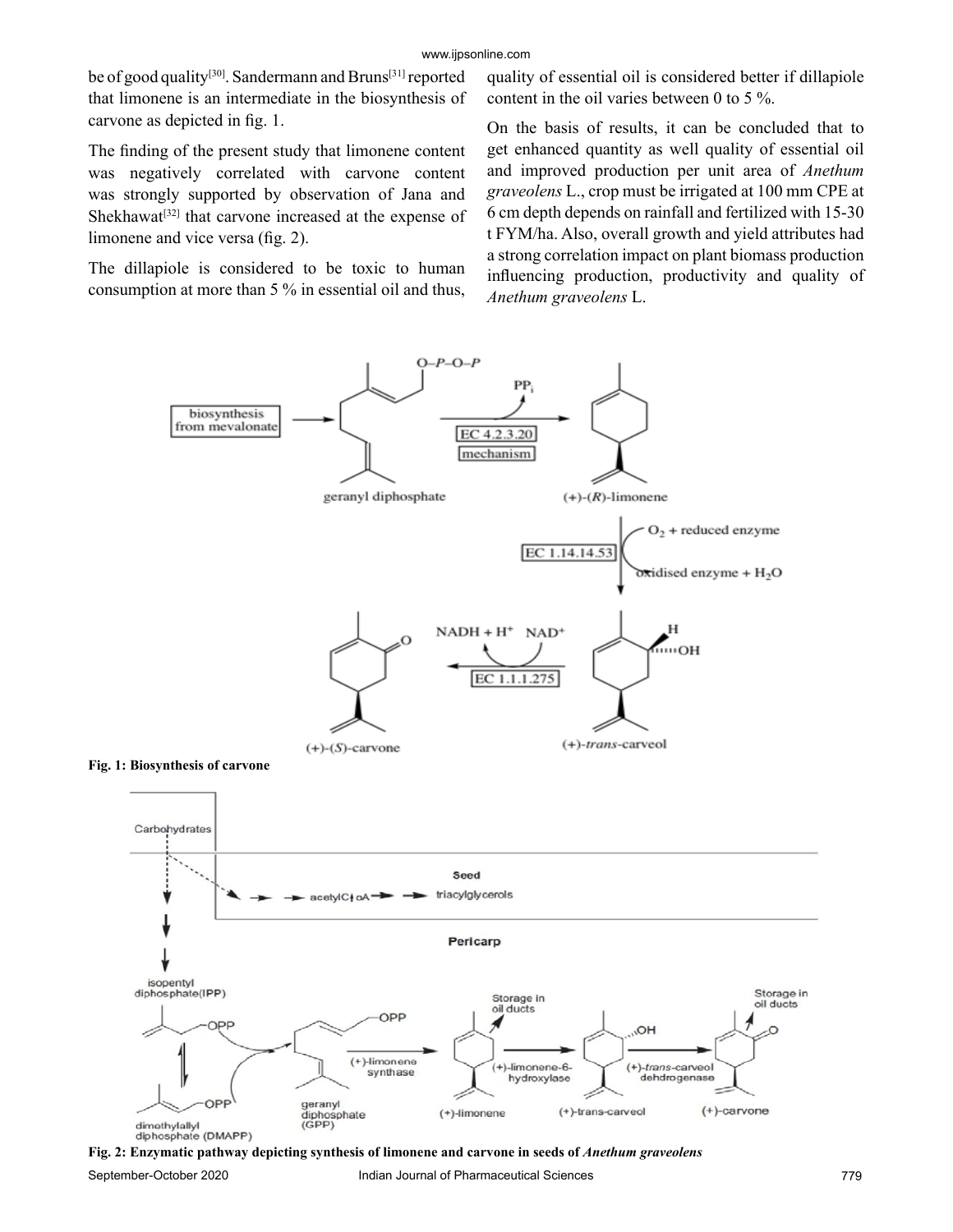be of good quality[30]. Sandermann and Bruns[31] reported that limonene is an intermediate in the biosynthesis of carvone as depicted in fig. 1.

The finding of the present study that limonene content was negatively correlated with carvone content was strongly supported by observation of Jana and Shekhawat[32] that carvone increased at the expense of limonene and vice versa (fig. 2).

The dillapiole is considered to be toxic to human consumption at more than 5 % in essential oil and thus, quality of essential oil is considered better if dillapiole content in the oil varies between 0 to 5 %.

On the basis of results, it can be concluded that to get enhanced quantity as well quality of essential oil and improved production per unit area of *Anethum graveolens* L., crop must be irrigated at 100 mm CPE at 6 cm depth depends on rainfall and fertilized with 15-30 t FYM/ha. Also, overall growth and yield attributes had a strong correlation impact on plant biomass production influencing production, productivity and quality of *Anethum graveolens* L.

**Fig. 1: Biosynthesis of carvone**

**Fig. 2: Enzymatic pathway depicting synthesis of limonene and carvone in seeds of *Anethum graveolens***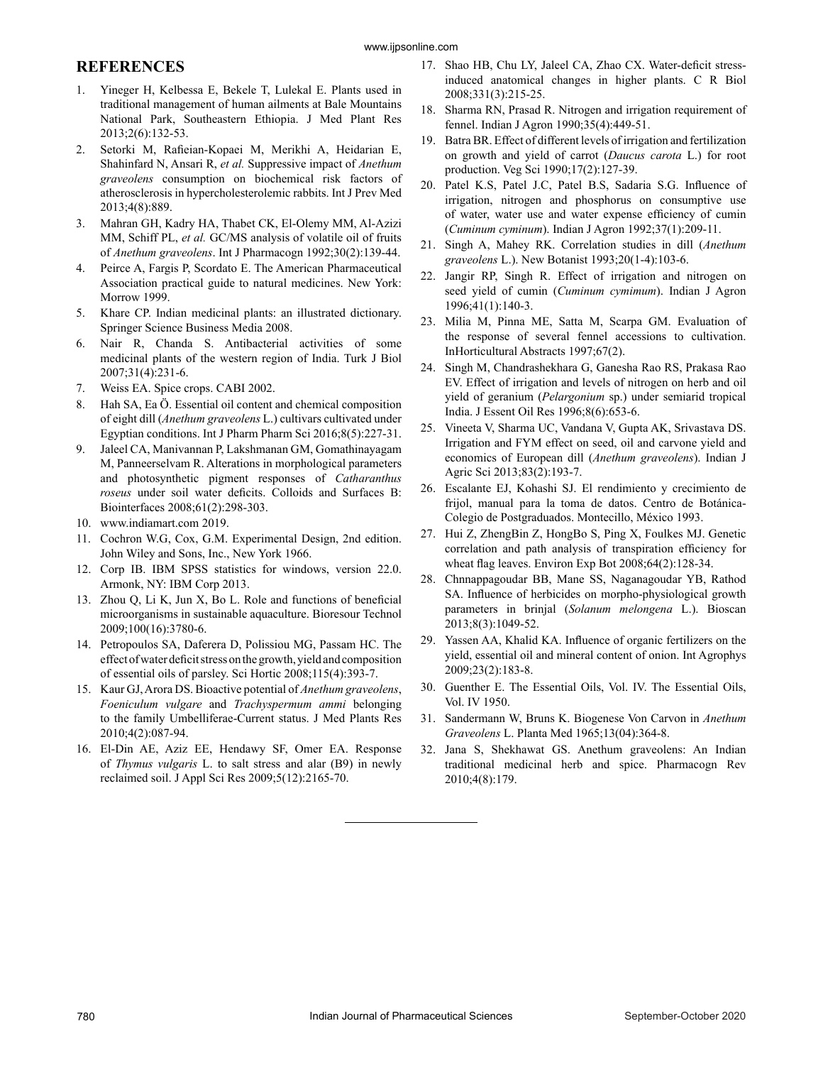## REFERENCES

1. Yineger H, Kelbessa E, Bekele T, Lulekal E. Plants used in traditional management of human ailments at Bale Mountains National Park, Southeastern Ethiopia. J Med Plant Res 2013;2(6):132-53.
2. Setorki M, Rafieian-Kopaei M, Merikhi A, Heidarian E, Shahinfard N, Ansari R, *et al.* Suppressive impact of *Anethum graveolens* consumption on biochemical risk factors of atherosclerosis in hypercholesterolemic rabbits. Int J Prev Med 2013;4(8):889.
3. Mahran GH, Kadry HA, Thabet CK, El-Olemy MM, Al-Azizi MM, Schiff PL, *et al.* GC/MS analysis of volatile oil of fruits of *Anethum graveolens*. Int J Pharmacogn 1992;30(2):139-44.
4. Peirce A, Fargis P, Scordato E. The American Pharmaceutical Association practical guide to natural medicines. New York: Morrow 1999.
5. Khare CP. Indian medicinal plants: an illustrated dictionary. Springer Science Business Media 2008.
6. Nair R, Chanda S. Antibacterial activities of some medicinal plants of the western region of India. Turk J Biol 2007;31(4):231-6.
7. Weiss EA. Spice crops. CABI 2002.
8. Hah SA, Ea Ö. Essential oil content and chemical composition of eight dill (*Anethum graveolens* L.) cultivars cultivated under Egyptian conditions. Int J Pharm Pharm Sci 2016;8(5):227-31.
9. Jaleel CA, Manivannan P, Lakshmanan GM, Gomathinayagam M, Panneerselvam R. Alterations in morphological parameters and photosynthetic pigment responses of *Catharanthus roseus* under soil water deficits. Colloids and Surfaces B: Biointerfaces 2008;61(2):298-303.
10. www.indiamart.com 2019.
11. Cochron W.G, Cox, G.M. Experimental Design, 2nd edition. John Wiley and Sons, Inc., New York 1966.
12. Corp IB. IBM SPSS statistics for windows, version 22.0. Armonk, NY: IBM Corp 2013.
13. Zhou Q, Li K, Jun X, Bo L. Role and functions of beneficial microorganisms in sustainable aquaculture. Bioresour Technol 2009;100(16):3780-6.
14. Petropoulos SA, Daferera D, Polissiou MG, Passam HC. The effect of water deficit stress on the growth, yield and composition of essential oils of parsley. Sci Hortic 2008;115(4):393-7.
15. Kaur GJ, Arora DS. Bioactive potential of *Anethum graveolens*, *Foeniculum vulgare* and *Trachyspermum ammi* belonging to the family Umbelliferae-Current status. J Med Plants Res 2010;4(2):087-94.
16. El-Din AE, Aziz EE, Hendawy SF, Omer EA. Response of *Thymus vulgaris* L. to salt stress and alar (B9) in newly reclaimed soil. J Appl Sci Res 2009;5(12):2165-70.
17. Shao HB, Chu LY, Jaleel CA, Zhao CX. Water-deficit stress-induced anatomical changes in higher plants. C R Biol 2008;331(3):215-25.
18. Sharma RN, Prasad R. Nitrogen and irrigation requirement of fennel. Indian J Agron 1990;35(4):449-51.
19. Batra BR. Effect of different levels of irrigation and fertilization on growth and yield of carrot (*Daucus carota* L.) for root production. Veg Sci 1990;17(2):127-39.
20. Patel K.S, Patel J.C, Patel B.S, Sadaria S.G. Influence of irrigation, nitrogen and phosphorus on consumptive use of water, water use and water expense efficiency of cumin (*Cuminum cyminum*). Indian J Agron 1992;37(1):209-11.
21. Singh A, Mahey RK. Correlation studies in dill (*Anethum graveolens* L.). New Botanist 1993;20(1-4):103-6.
22. Jangir RP, Singh R. Effect of irrigation and nitrogen on seed yield of cumin (*Cuminum cymimum*). Indian J Agron 1996;41(1):140-3.
23. Milia M, Pinna ME, Satta M, Scarpa GM. Evaluation of the response of several fennel accessions to cultivation. InHorticultural Abstracts 1997;67(2).
24. Singh M, Chandrashekhara G, Ganesha Rao RS, Prakasa Rao EV. Effect of irrigation and levels of nitrogen on herb and oil yield of geranium (*Pelargonium* sp.) under semiarid tropical India. J Essent Oil Res 1996;8(6):653-6.
25. Vineeta V, Sharma UC, Vandana V, Gupta AK, Srivastava DS. Irrigation and FYM effect on seed, oil and carvone yield and economics of European dill (*Anethum graveolens*). Indian J Agric Sci 2013;83(2):193-7.
26. Escalante EJ, Kohashi SJ. El rendimiento y crecimiento de frijol, manual para la toma de datos. Centro de Botánica-Colegio de Postgraduados. Montecillo, México 1993.
27. Hui Z, ZhengBin Z, HongBo S, Ping X, Foulkes MJ. Genetic correlation and path analysis of transpiration efficiency for wheat flag leaves. Environ Exp Bot 2008;64(2):128-34.
28. Chnnappagoudar BB, Mane SS, Naganagoudar YB, Rathod SA. Influence of herbicides on morpho-physiological growth parameters in brinjal (*Solanum melongena* L.). Bioscan 2013;8(3):1049-52.
29. Yassen AA, Khalid KA. Influence of organic fertilizers on the yield, essential oil and mineral content of onion. Int Agrophys 2009;23(2):183-8.
30. Guenther E. The Essential Oils, Vol. IV. The Essential Oils, Vol. IV 1950.
31. Sandermann W, Bruns K. Biogenese Von Carvon in *Anethum Graveolens* L. Planta Med 1965;13(04):364-8.
32. Jana S, Shekhawat GS. Anethum graveolens: An Indian traditional medicinal herb and spice. Pharmacogn Rev 2010;4(8):179.